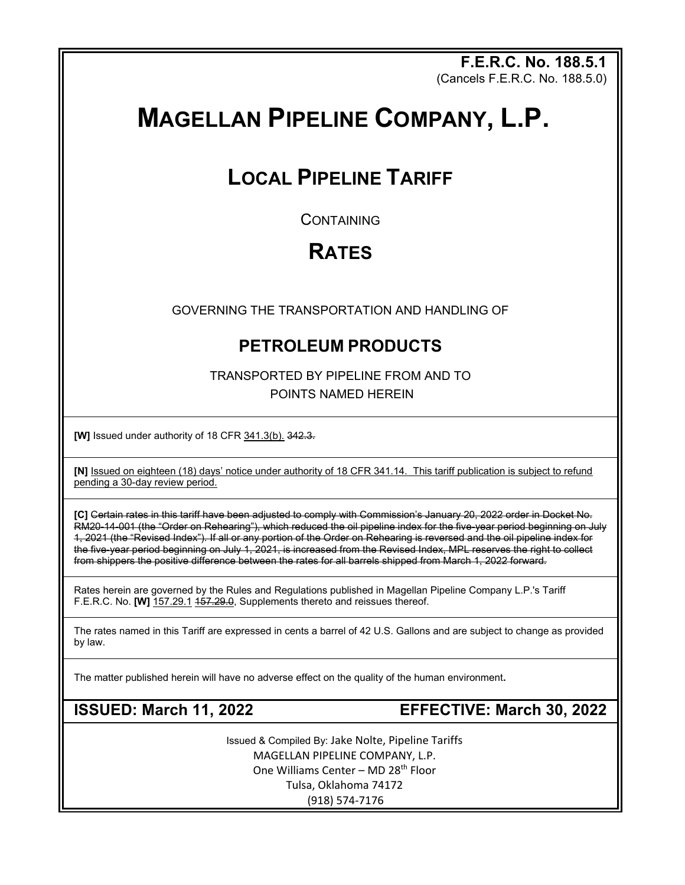**F.E.R.C. No. 188.5.1**
(Cancels F.E.R.C. No. 188.5.0)

# MAGELLAN PIPELINE COMPANY, L.P.

## LOCAL PIPELINE TARIFF

CONTAINING

## RATES

GOVERNING THE TRANSPORTATION AND HANDLING OF

### PETROLEUM PRODUCTS

TRANSPORTED BY PIPELINE FROM AND TO
POINTS NAMED HEREIN

---

**[W]** Issued under authority of 18 CFR 341.3(b). ~~342.3.~~

---

**[N]** Issued on eighteen (18) days' notice under authority of 18 CFR 341.14. This tariff publication is subject to refund pending a 30-day review period.

---

**[C]** ~~Certain rates in this tariff have been adjusted to comply with Commission's January 20, 2022 order in Docket No. RM20-14-001 (the "Order on Rehearing"), which reduced the oil pipeline index for the five-year period beginning on July 1, 2021 (the "Revised Index"). If all or any portion of the Order on Rehearing is reversed and the oil pipeline index for the five-year period beginning on July 1, 2021, is increased from the Revised Index, MPL reserves the right to collect from shippers the positive difference between the rates for all barrels shipped from March 1, 2022 forward.~~

---

Rates herein are governed by the Rules and Regulations published in Magellan Pipeline Company L.P.'s Tariff F.E.R.C. No. **[W]** 157.29.1 ~~157.29.0~~, Supplements thereto and reissues thereof.

---

The rates named in this Tariff are expressed in cents a barrel of 42 U.S. Gallons and are subject to change as provided by law.

---

The matter published herein will have no adverse effect on the quality of the human environment**.**

---

**ISSUED: March 11, 2022** | **EFFECTIVE: March 30, 2022**

---

Issued & Compiled By: Jake Nolte, Pipeline Tariffs
MAGELLAN PIPELINE COMPANY, L.P.
One Williams Center – MD 28th Floor
Tulsa, Oklahoma 74172
(918) 574-7176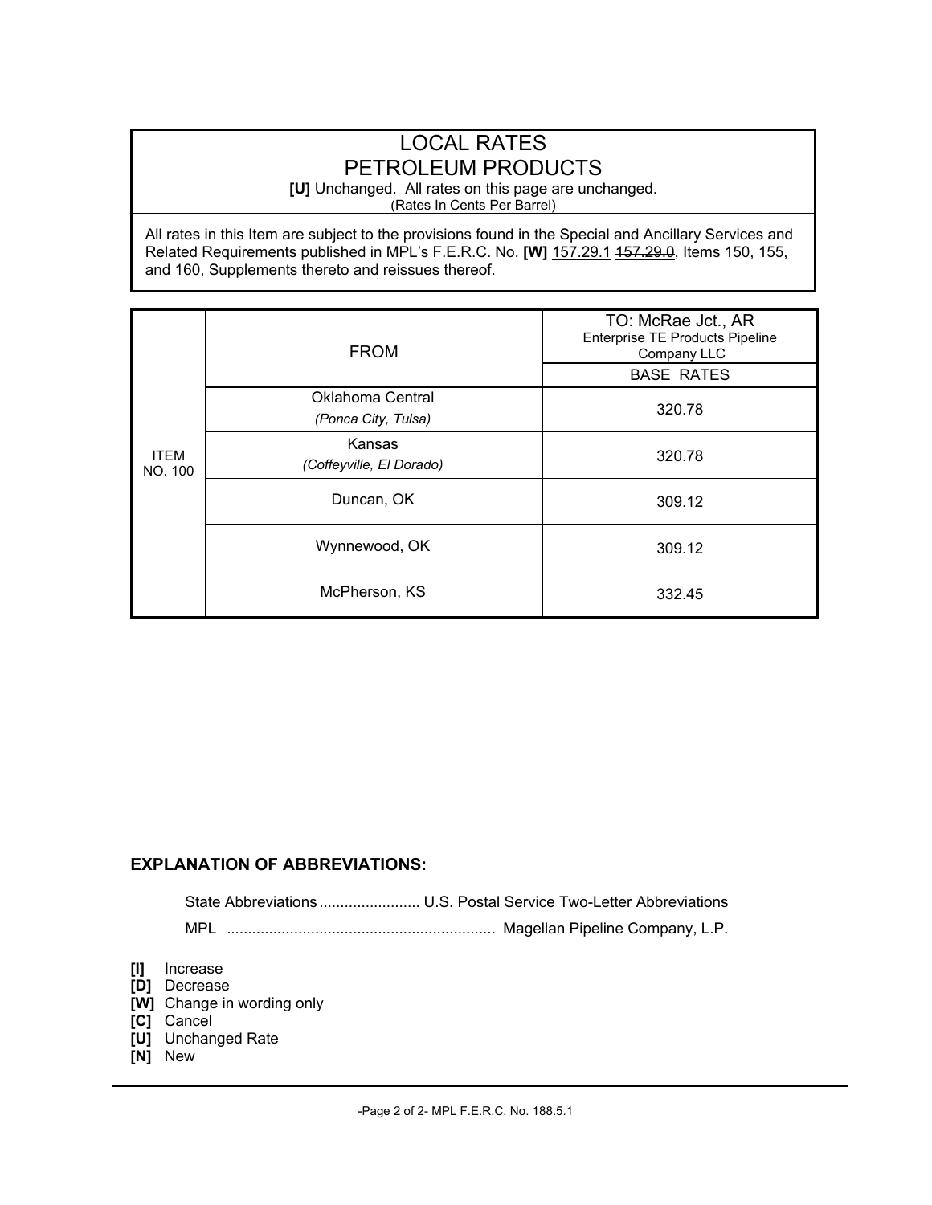# LOCAL RATES
# PETROLEUM PRODUCTS

**[U]** Unchanged. All rates on this page are unchanged.

(Rates In Cents Per Barrel)

All rates in this Item are subject to the provisions found in the Special and Ancillary Services and Related Requirements published in MPL's F.E.R.C. No. **[W]** 157.29.1 ~~157.29.0~~, Items 150, 155, and 160, Supplements thereto and reissues thereof.

| | FROM | TO: McRae Jct., AR<br>Enterprise TE Products Pipeline Company LLC |
|---|---|---|
| | | BASE RATES |
| ITEM NO. 100 | Oklahoma Central<br>*(Ponca City, Tulsa)* | 320.78 |
| | Kansas<br>*(Coffeyville, El Dorado)* | 320.78 |
| | Duncan, OK | 309.12 |
| | Wynnewood, OK | 309.12 |
| | McPherson, KS | 332.45 |

**EXPLANATION OF ABBREVIATIONS:**

State Abbreviations ........................ U.S. Postal Service Two-Letter Abbreviations

MPL ................................................................ Magellan Pipeline Company, L.P.

**[I]** Increase
**[D]** Decrease
**[W]** Change in wording only
**[C]** Cancel
**[U]** Unchanged Rate
**[N]** New